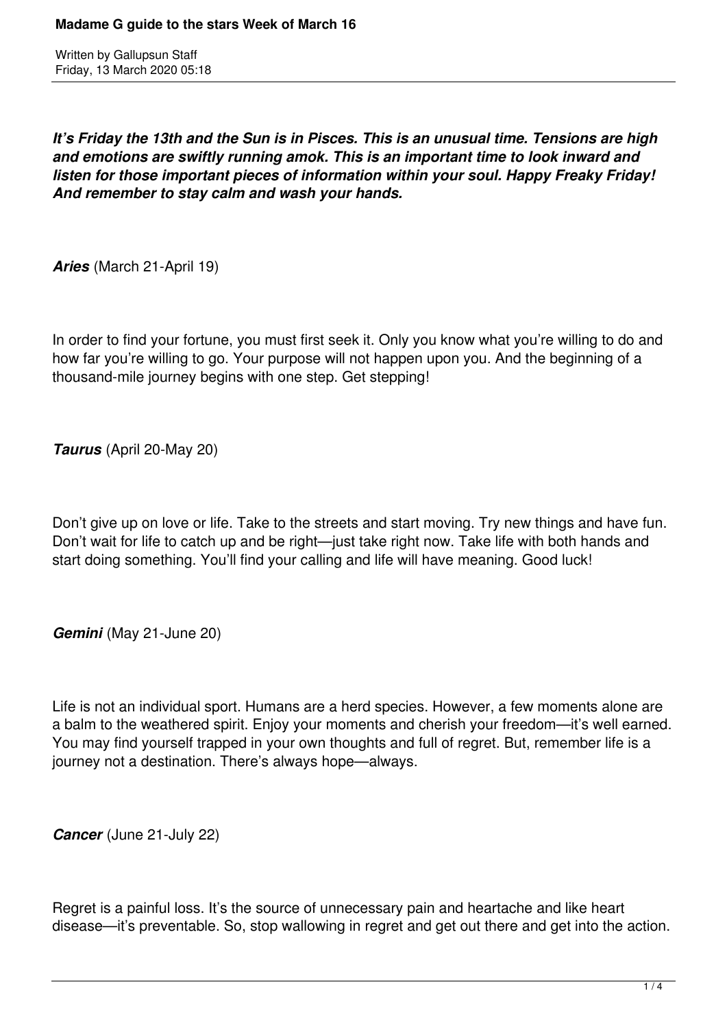# Madame G guide to the stars Week of March 16

Written by Gallupsun Staff
Friday, 13 March 2020 05:18

***It's Friday the 13th and the Sun is in Pisces. This is an unusual time. Tensions are high and emotions are swiftly running amok. This is an important time to look inward and listen for those important pieces of information within your soul. Happy Freaky Friday! And remember to stay calm and wash your hands.***

***Aries*** (March 21-April 19)

In order to find your fortune, you must first seek it. Only you know what you're willing to do and how far you're willing to go. Your purpose will not happen upon you. And the beginning of a thousand-mile journey begins with one step. Get stepping!

***Taurus*** (April 20-May 20)

Don't give up on love or life. Take to the streets and start moving. Try new things and have fun. Don't wait for life to catch up and be right—just take right now. Take life with both hands and start doing something. You'll find your calling and life will have meaning. Good luck!

***Gemini*** (May 21-June 20)

Life is not an individual sport. Humans are a herd species. However, a few moments alone are a balm to the weathered spirit. Enjoy your moments and cherish your freedom—it's well earned. You may find yourself trapped in your own thoughts and full of regret. But, remember life is a journey not a destination. There's always hope—always.

***Cancer*** (June 21-July 22)

Regret is a painful loss. It's the source of unnecessary pain and heartache and like heart disease—it's preventable. So, stop wallowing in regret and get out there and get into the action.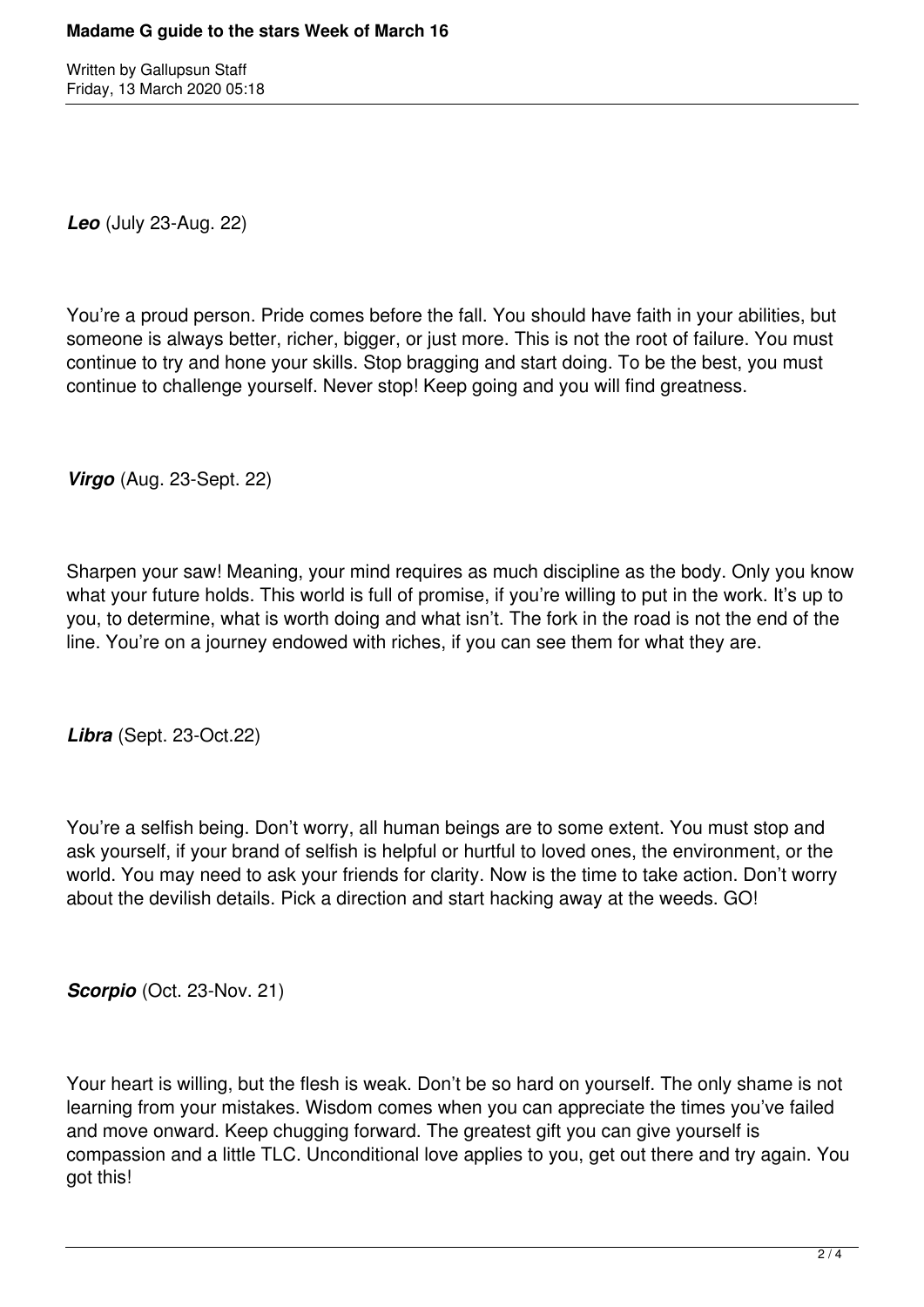***Leo*** (July 23-Aug. 22)

You’re a proud person. Pride comes before the fall. You should have faith in your abilities, but someone is always better, richer, bigger, or just more. This is not the root of failure. You must continue to try and hone your skills. Stop bragging and start doing. To be the best, you must continue to challenge yourself. Never stop! Keep going and you will find greatness.

***Virgo*** (Aug. 23-Sept. 22)

Sharpen your saw! Meaning, your mind requires as much discipline as the body. Only you know what your future holds. This world is full of promise, if you’re willing to put in the work. It’s up to you, to determine, what is worth doing and what isn’t. The fork in the road is not the end of the line. You’re on a journey endowed with riches, if you can see them for what they are.

***Libra*** (Sept. 23-Oct.22)

You’re a selfish being. Don’t worry, all human beings are to some extent. You must stop and ask yourself, if your brand of selfish is helpful or hurtful to loved ones, the environment, or the world. You may need to ask your friends for clarity. Now is the time to take action. Don’t worry about the devilish details. Pick a direction and start hacking away at the weeds. GO!

***Scorpio*** (Oct. 23-Nov. 21)

Your heart is willing, but the flesh is weak. Don’t be so hard on yourself. The only shame is not learning from your mistakes. Wisdom comes when you can appreciate the times you’ve failed and move onward. Keep chugging forward. The greatest gift you can give yourself is compassion and a little TLC. Unconditional love applies to you, get out there and try again. You got this!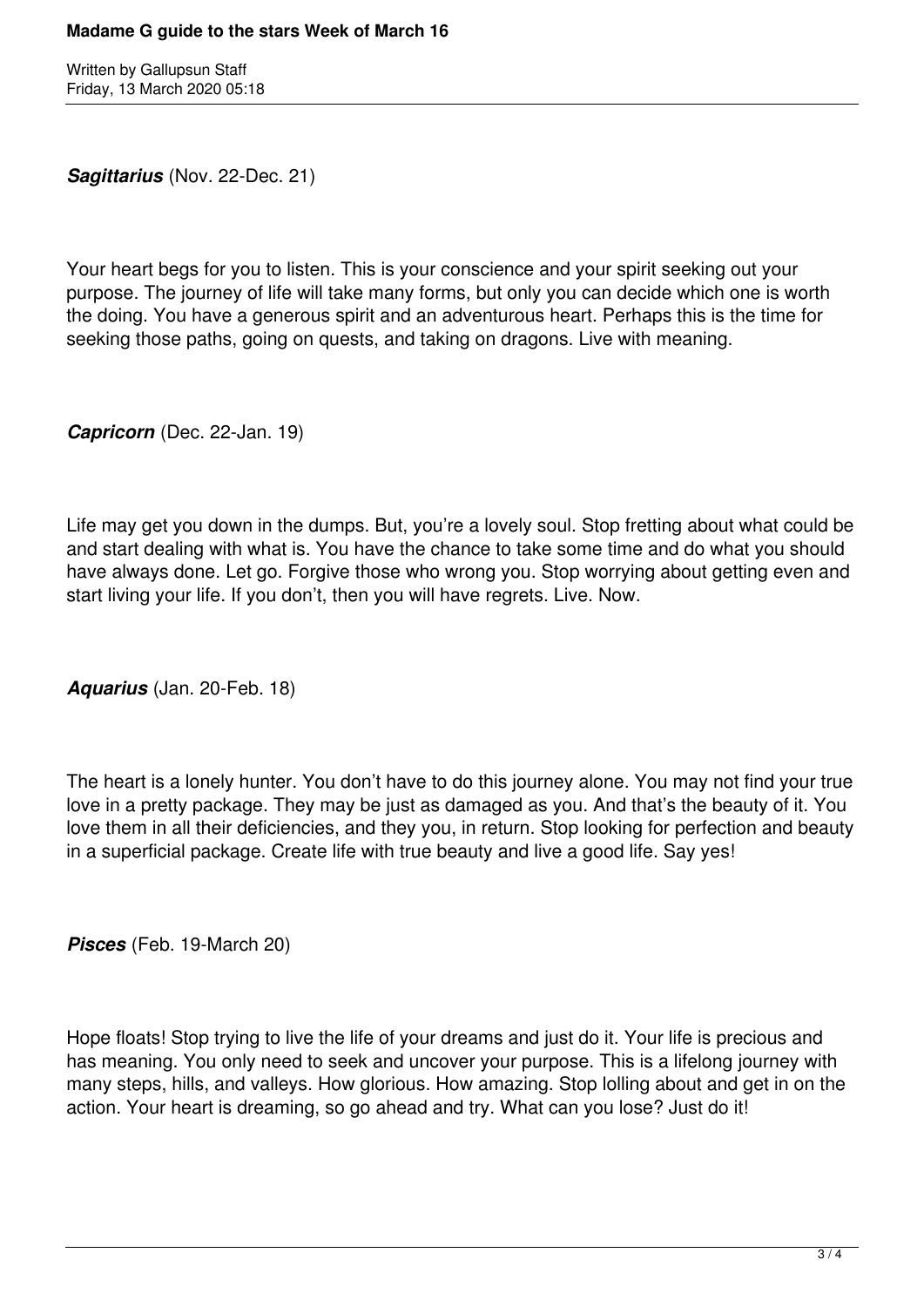***Sagittarius*** (Nov. 22-Dec. 21)

Your heart begs for you to listen. This is your conscience and your spirit seeking out your purpose. The journey of life will take many forms, but only you can decide which one is worth the doing. You have a generous spirit and an adventurous heart. Perhaps this is the time for seeking those paths, going on quests, and taking on dragons. Live with meaning.

***Capricorn*** (Dec. 22-Jan. 19)

Life may get you down in the dumps. But, you're a lovely soul. Stop fretting about what could be and start dealing with what is. You have the chance to take some time and do what you should have always done. Let go. Forgive those who wrong you. Stop worrying about getting even and start living your life. If you don't, then you will have regrets. Live. Now.

***Aquarius*** (Jan. 20-Feb. 18)

The heart is a lonely hunter. You don't have to do this journey alone. You may not find your true love in a pretty package. They may be just as damaged as you. And that's the beauty of it. You love them in all their deficiencies, and they you, in return. Stop looking for perfection and beauty in a superficial package. Create life with true beauty and live a good life. Say yes!

***Pisces*** (Feb. 19-March 20)

Hope floats! Stop trying to live the life of your dreams and just do it. Your life is precious and has meaning. You only need to seek and uncover your purpose. This is a lifelong journey with many steps, hills, and valleys. How glorious. How amazing. Stop lolling about and get in on the action. Your heart is dreaming, so go ahead and try. What can you lose? Just do it!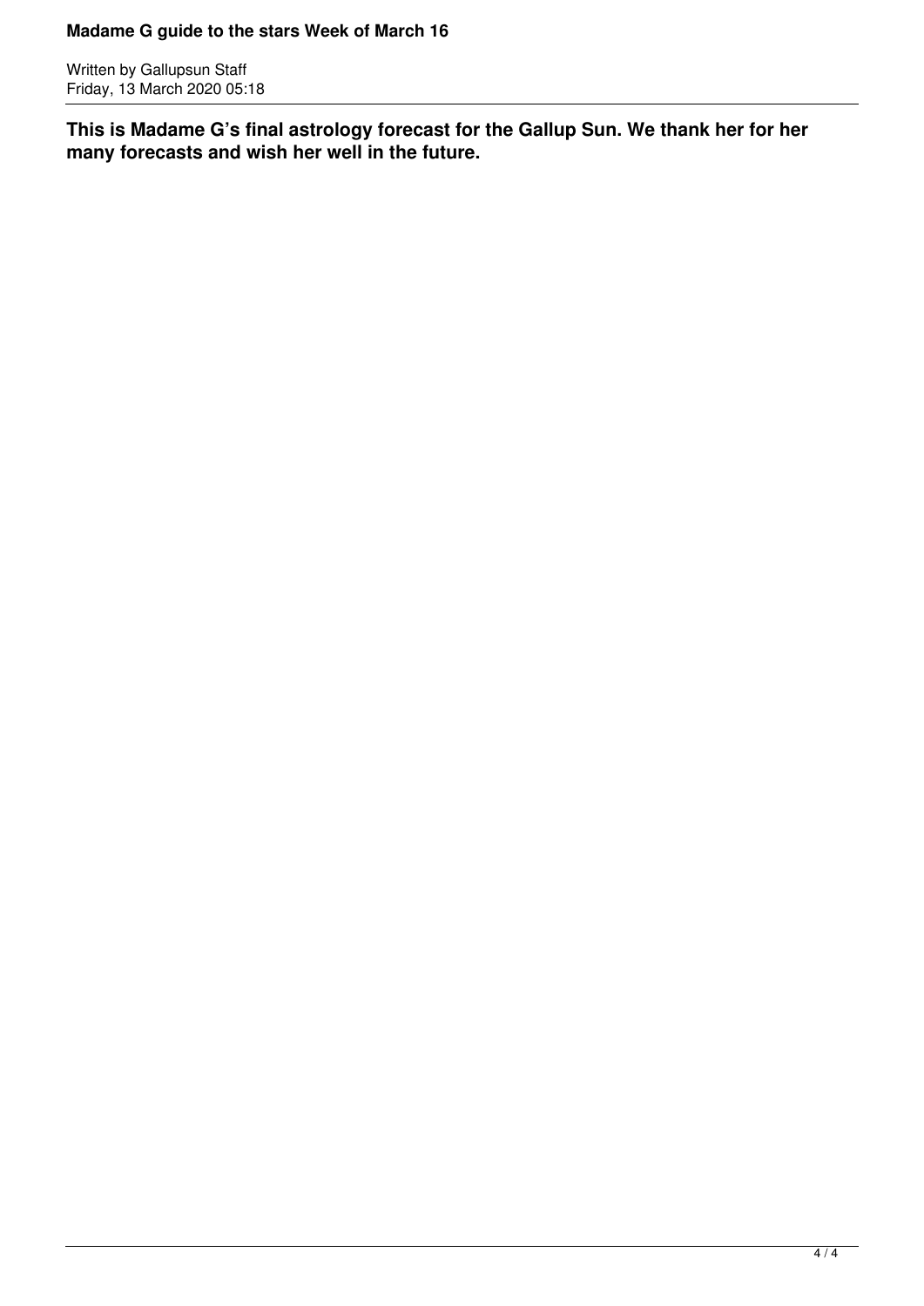**This is Madame G's final astrology forecast for the Gallup Sun. We thank her for her many forecasts and wish her well in the future.**